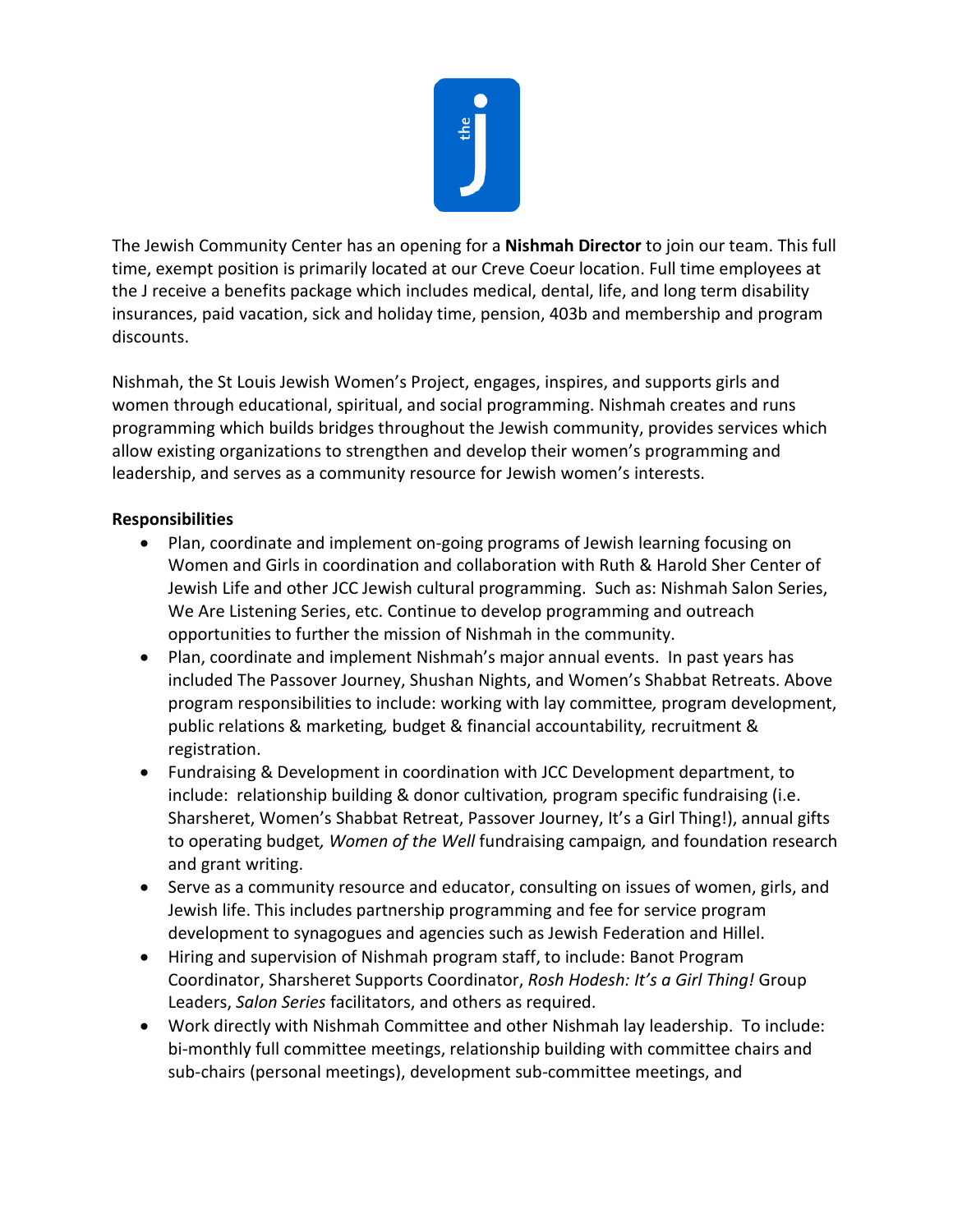The Jewish Community Center has an opening for a **Nishmah Director** to join our team. This full time, exempt position is primarily located at our Creve Coeur location. Full time employees at the J receive a benefits package which includes medical, dental, life, and long term disability insurances, paid vacation, sick and holiday time, pension, 403b and membership and program discounts.

Nishmah, the St Louis Jewish Women's Project, engages, inspires, and supports girls and women through educational, spiritual, and social programming. Nishmah creates and runs programming which builds bridges throughout the Jewish community, provides services which allow existing organizations to strengthen and develop their women's programming and leadership, and serves as a community resource for Jewish women's interests.

**Responsibilities**

- Plan, coordinate and implement on-going programs of Jewish learning focusing on Women and Girls in coordination and collaboration with Ruth & Harold Sher Center of Jewish Life and other JCC Jewish cultural programming. Such as: Nishmah Salon Series, We Are Listening Series, etc. Continue to develop programming and outreach opportunities to further the mission of Nishmah in the community.
- Plan, coordinate and implement Nishmah's major annual events. In past years has included The Passover Journey, Shushan Nights, and Women's Shabbat Retreats. Above program responsibilities to include: working with lay committee, program development, public relations & marketing, budget & financial accountability, recruitment & registration.
- Fundraising & Development in coordination with JCC Development department, to include: relationship building & donor cultivation, program specific fundraising (i.e. Sharsheret, Women's Shabbat Retreat, Passover Journey, It's a Girl Thing!), annual gifts to operating budget, *Women of the Well* fundraising campaign, and foundation research and grant writing.
- Serve as a community resource and educator, consulting on issues of women, girls, and Jewish life. This includes partnership programming and fee for service program development to synagogues and agencies such as Jewish Federation and Hillel.
- Hiring and supervision of Nishmah program staff, to include: Banot Program Coordinator, Sharsheret Supports Coordinator, *Rosh Hodesh: It's a Girl Thing!* Group Leaders, *Salon Series* facilitators, and others as required.
- Work directly with Nishmah Committee and other Nishmah lay leadership. To include: bi-monthly full committee meetings, relationship building with committee chairs and sub-chairs (personal meetings), development sub-committee meetings, and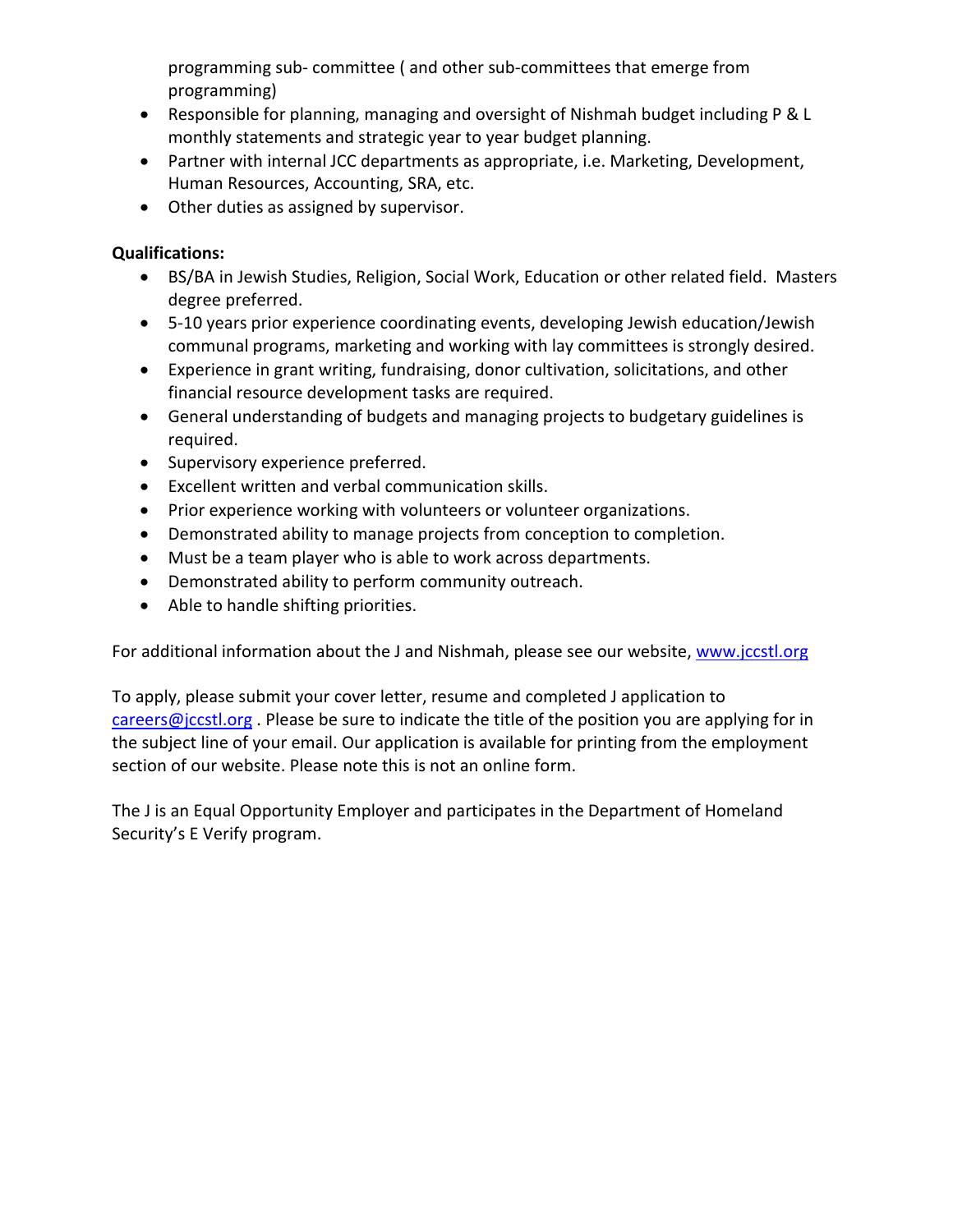programming sub- committee ( and other sub-committees that emerge from programming)

- Responsible for planning, managing and oversight of Nishmah budget including P & L monthly statements and strategic year to year budget planning.
- Partner with internal JCC departments as appropriate, i.e. Marketing, Development, Human Resources, Accounting, SRA, etc.
- Other duties as assigned by supervisor.

**Qualifications:**

- BS/BA in Jewish Studies, Religion, Social Work, Education or other related field. Masters degree preferred.
- 5-10 years prior experience coordinating events, developing Jewish education/Jewish communal programs, marketing and working with lay committees is strongly desired.
- Experience in grant writing, fundraising, donor cultivation, solicitations, and other financial resource development tasks are required.
- General understanding of budgets and managing projects to budgetary guidelines is required.
- Supervisory experience preferred.
- Excellent written and verbal communication skills.
- Prior experience working with volunteers or volunteer organizations.
- Demonstrated ability to manage projects from conception to completion.
- Must be a team player who is able to work across departments.
- Demonstrated ability to perform community outreach.
- Able to handle shifting priorities.

For additional information about the J and Nishmah, please see our website, [www.jccstl.org](http://www.jccstl.org)

To apply, please submit your cover letter, resume and completed J application to [careers@jccstl.org](mailto:careers@jccstl.org) . Please be sure to indicate the title of the position you are applying for in the subject line of your email. Our application is available for printing from the employment section of our website. Please note this is not an online form.

The J is an Equal Opportunity Employer and participates in the Department of Homeland Security's E Verify program.